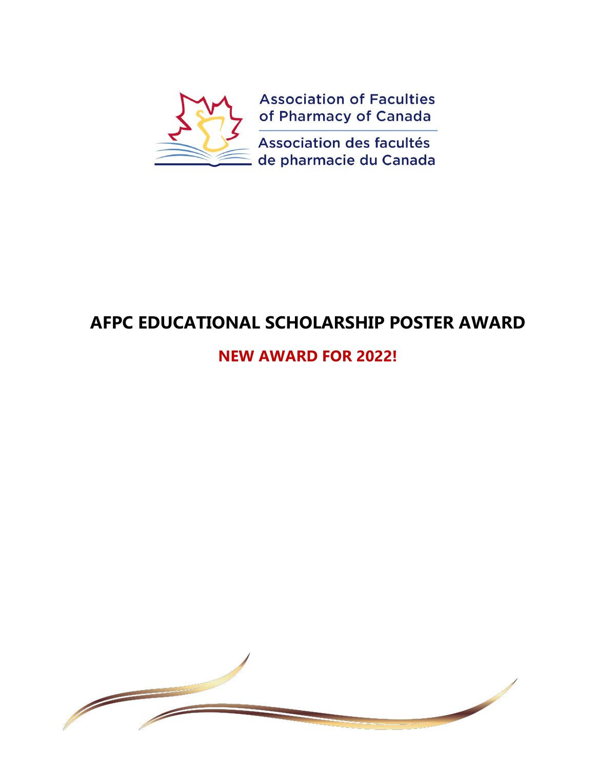Association of Faculties of Pharmacy of Canada

Association des facultés de pharmacie du Canada

# AFPC EDUCATIONAL SCHOLARSHIP POSTER AWARD

## NEW AWARD FOR 2022!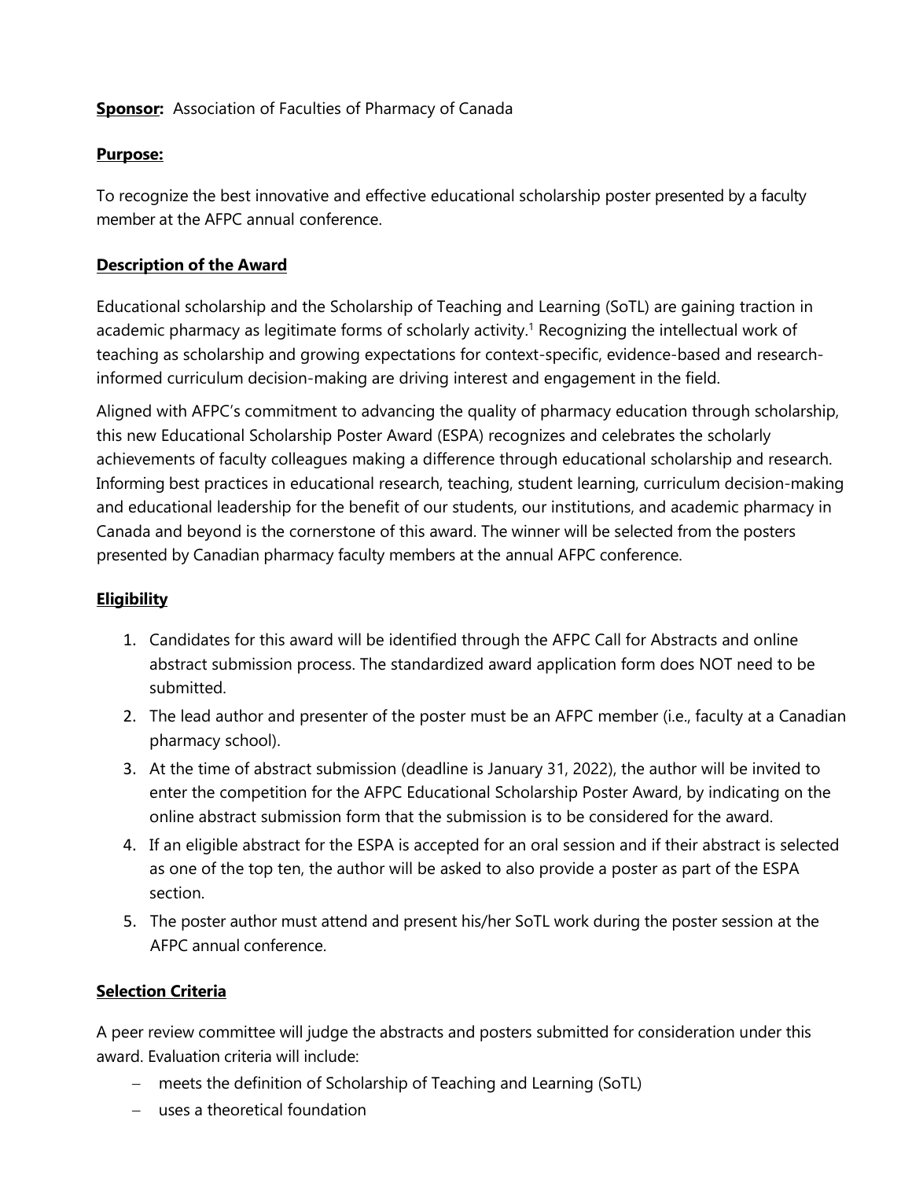**Sponsor:** Association of Faculties of Pharmacy of Canada

**Purpose:**

To recognize the best innovative and effective educational scholarship poster presented by a faculty member at the AFPC annual conference.

**Description of the Award**

Educational scholarship and the Scholarship of Teaching and Learning (SoTL) are gaining traction in academic pharmacy as legitimate forms of scholarly activity.[1] Recognizing the intellectual work of teaching as scholarship and growing expectations for context-specific, evidence-based and research-informed curriculum decision-making are driving interest and engagement in the field.

Aligned with AFPC's commitment to advancing the quality of pharmacy education through scholarship, this new Educational Scholarship Poster Award (ESPA) recognizes and celebrates the scholarly achievements of faculty colleagues making a difference through educational scholarship and research. Informing best practices in educational research, teaching, student learning, curriculum decision-making and educational leadership for the benefit of our students, our institutions, and academic pharmacy in Canada and beyond is the cornerstone of this award. The winner will be selected from the posters presented by Canadian pharmacy faculty members at the annual AFPC conference.

**Eligibility**

1. Candidates for this award will be identified through the AFPC Call for Abstracts and online abstract submission process. The standardized award application form does NOT need to be submitted.
2. The lead author and presenter of the poster must be an AFPC member (i.e., faculty at a Canadian pharmacy school).
3. At the time of abstract submission (deadline is January 31, 2022), the author will be invited to enter the competition for the AFPC Educational Scholarship Poster Award, by indicating on the online abstract submission form that the submission is to be considered for the award.
4. If an eligible abstract for the ESPA is accepted for an oral session and if their abstract is selected as one of the top ten, the author will be asked to also provide a poster as part of the ESPA section.
5. The poster author must attend and present his/her SoTL work during the poster session at the AFPC annual conference.

**Selection Criteria**

A peer review committee will judge the abstracts and posters submitted for consideration under this award. Evaluation criteria will include:

- meets the definition of Scholarship of Teaching and Learning (SoTL)
- uses a theoretical foundation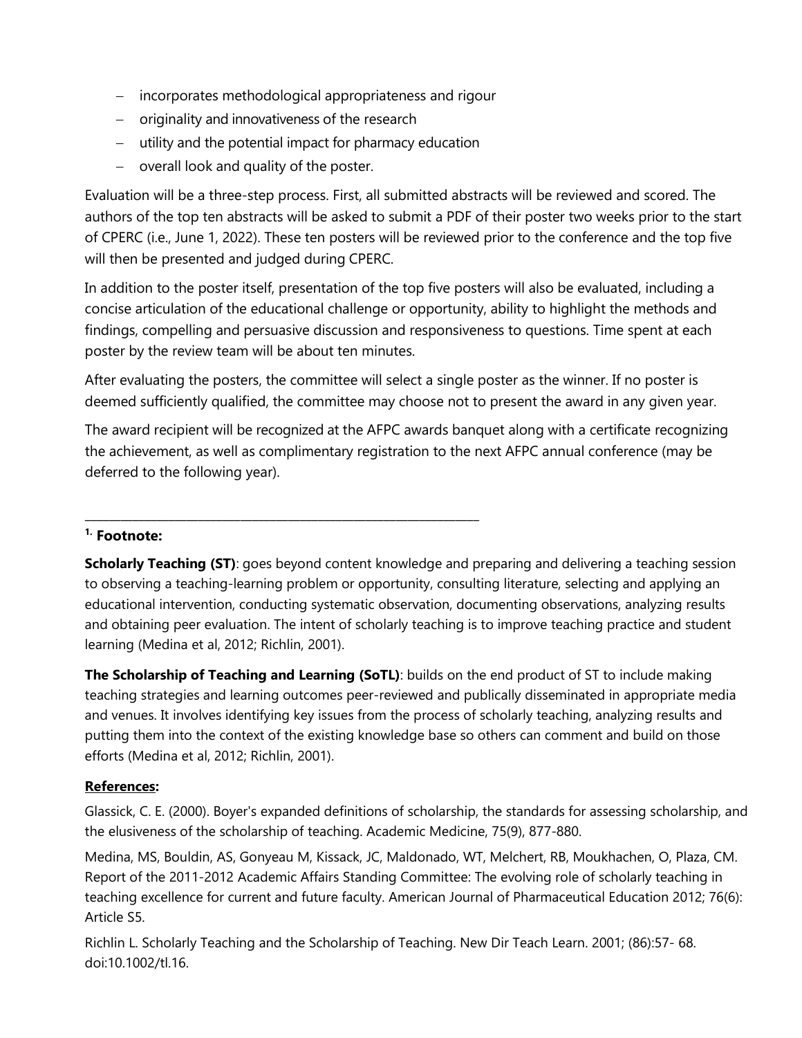- incorporates methodological appropriateness and rigour
- originality and innovativeness of the research
- utility and the potential impact for pharmacy education
- overall look and quality of the poster.

Evaluation will be a three-step process. First, all submitted abstracts will be reviewed and scored. The authors of the top ten abstracts will be asked to submit a PDF of their poster two weeks prior to the start of CPERC (i.e., June 1, 2022). These ten posters will be reviewed prior to the conference and the top five will then be presented and judged during CPERC.

In addition to the poster itself, presentation of the top five posters will also be evaluated, including a concise articulation of the educational challenge or opportunity, ability to highlight the methods and findings, compelling and persuasive discussion and responsiveness to questions. Time spent at each poster by the review team will be about ten minutes.

After evaluating the posters, the committee will select a single poster as the winner. If no poster is deemed sufficiently qualified, the committee may choose not to present the award in any given year.

The award recipient will be recognized at the AFPC awards banquet along with a certificate recognizing the achievement, as well as complimentary registration to the next AFPC annual conference (may be deferred to the following year).

---

**[1.] Footnote:**

**Scholarly Teaching (ST)**: goes beyond content knowledge and preparing and delivering a teaching session to observing a teaching-learning problem or opportunity, consulting literature, selecting and applying an educational intervention, conducting systematic observation, documenting observations, analyzing results and obtaining peer evaluation. The intent of scholarly teaching is to improve teaching practice and student learning (Medina et al, 2012; Richlin, 2001).

**The Scholarship of Teaching and Learning (SoTL)**: builds on the end product of ST to include making teaching strategies and learning outcomes peer-reviewed and publically disseminated in appropriate media and venues. It involves identifying key issues from the process of scholarly teaching, analyzing results and putting them into the context of the existing knowledge base so others can comment and build on those efforts (Medina et al, 2012; Richlin, 2001).

**References:**

Glassick, C. E. (2000). Boyer's expanded definitions of scholarship, the standards for assessing scholarship, and the elusiveness of the scholarship of teaching. Academic Medicine, 75(9), 877-880.

Medina, MS, Bouldin, AS, Gonyeau M, Kissack, JC, Maldonado, WT, Melchert, RB, Moukhachen, O, Plaza, CM. Report of the 2011-2012 Academic Affairs Standing Committee: The evolving role of scholarly teaching in teaching excellence for current and future faculty. American Journal of Pharmaceutical Education 2012; 76(6): Article S5.

Richlin L. Scholarly Teaching and the Scholarship of Teaching. New Dir Teach Learn. 2001; (86):57- 68. doi:10.1002/tl.16.